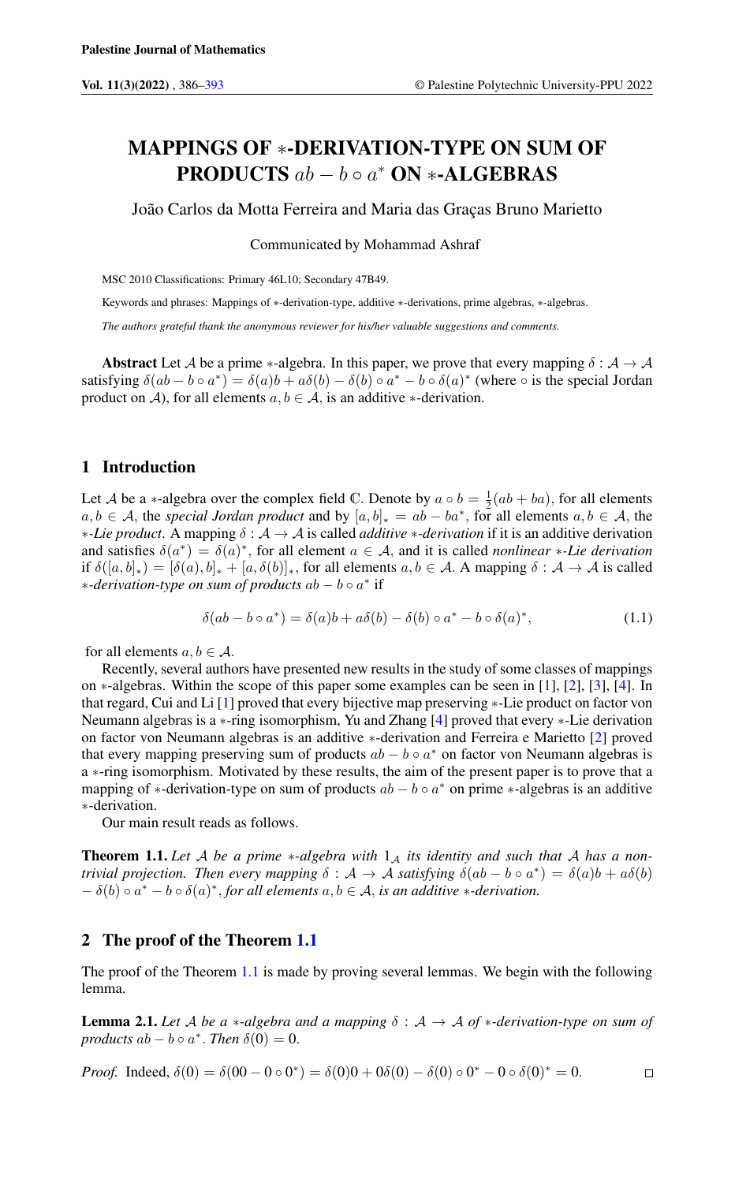# MAPPINGS OF $*$-DERIVATION-TYPE ON SUM OF PRODUCTS $ab - b \circ a^*$ ON $*$-ALGEBRAS

João Carlos da Motta Ferreira and Maria das Graças Bruno Marietto

Communicated by Mohammad Ashraf

MSC 2010 Classifications: Primary 46L10; Secondary 47B49.

Keywords and phrases: Mappings of $*$-derivation-type, additive $*$-derivations, prime algebras, $*$-algebras.

*The authors grateful thank the anonymous reviewer for his/her valuable suggestions and comments.*

**Abstract** Let $\mathcal{A}$ be a prime $*$-algebra. In this paper, we prove that every mapping $\delta : \mathcal{A} \to \mathcal{A}$ satisfying $\delta(ab - b \circ a^*) = \delta(a)b + a\delta(b) - \delta(b) \circ a^* - b \circ \delta(a)^*$ (where $\circ$ is the special Jordan product on $\mathcal{A}$), for all elements $a, b \in \mathcal{A}$, is an additive $*$-derivation.

## 1 Introduction

Let $\mathcal{A}$ be a $*$-algebra over the complex field $\mathbb{C}$. Denote by $a \circ b = \frac{1}{2}(ab + ba)$, for all elements $a, b \in \mathcal{A}$, the *special Jordan product* and by $[a, b]_* = ab - ba^*$, for all elements $a, b \in \mathcal{A}$, the $*$*-Lie product*. A mapping $\delta : \mathcal{A} \to \mathcal{A}$ is called *additive* $*$*-derivation* if it is an additive derivation and satisfies $\delta(a^*) = \delta(a)^*$, for all element $a \in \mathcal{A}$, and it is called *nonlinear* $*$*-Lie derivation* if $\delta([a, b]_*) = [\delta(a), b]_* + [a, \delta(b)]_*$, for all elements $a, b \in \mathcal{A}$. A mapping $\delta : \mathcal{A} \to \mathcal{A}$ is called $*$*-derivation-type on sum of products* $ab - b \circ a^*$ if

$$\delta(ab - b \circ a^*) = \delta(a)b + a\delta(b) - \delta(b) \circ a^* - b \circ \delta(a)^*, \tag{1.1}$$

for all elements $a, b \in \mathcal{A}$.

Recently, several authors have presented new results in the study of some classes of mappings on $*$-algebras. Within the scope of this paper some examples can be seen in [1], [2], [3], [4]. In that regard, Cui and Li [1] proved that every bijective map preserving $*$-Lie product on factor von Neumann algebras is a $*$-ring isomorphism, Yu and Zhang [4] proved that every $*$-Lie derivation on factor von Neumann algebras is an additive $*$-derivation and Ferreira e Marietto [2] proved that every mapping preserving sum of products $ab - b \circ a^*$ on factor von Neumann algebras is a $*$-ring isomorphism. Motivated by these results, the aim of the present paper is to prove that a mapping of $*$-derivation-type on sum of products $ab - b \circ a^*$ on prime $*$-algebras is an additive $*$-derivation.

Our main result reads as follows.

**Theorem 1.1.** *Let $\mathcal{A}$ be a prime $*$-algebra with $1_{\mathcal{A}}$ its identity and such that $\mathcal{A}$ has a non-trivial projection. Then every mapping $\delta : \mathcal{A} \to \mathcal{A}$ satisfying $\delta(ab - b \circ a^*) = \delta(a)b + a\delta(b) - \delta(b) \circ a^* - b \circ \delta(a)^*$, for all elements $a, b \in \mathcal{A}$, is an additive $*$-derivation.*

## 2 The proof of the Theorem 1.1

The proof of the Theorem 1.1 is made by proving several lemmas. We begin with the following lemma.

**Lemma 2.1.** *Let $\mathcal{A}$ be a $*$-algebra and a mapping $\delta : \mathcal{A} \to \mathcal{A}$ of $*$-derivation-type on sum of products $ab - b \circ a^*$. Then $\delta(0) = 0$.*

*Proof.* Indeed, $\delta(0) = \delta(00 - 0 \circ 0^*) = \delta(0)0 + 0\delta(0) - \delta(0) \circ 0^* - 0 \circ \delta(0)^* = 0$. □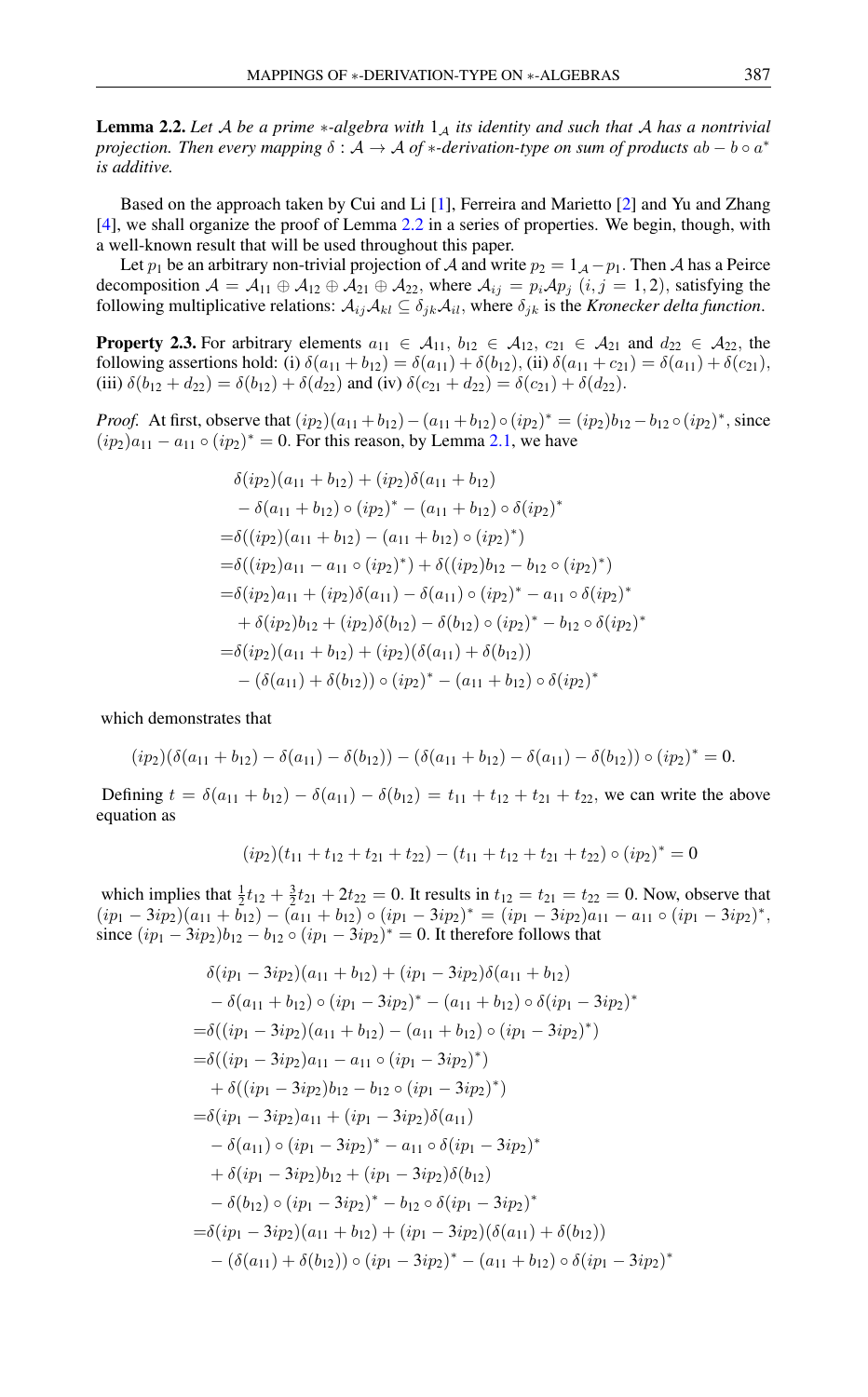**Lemma 2.2.** *Let $\mathcal{A}$ be a prime $*$-algebra with $1_{\mathcal{A}}$ its identity and such that $\mathcal{A}$ has a nontrivial projection. Then every mapping $\delta : \mathcal{A} \to \mathcal{A}$ of $*$-derivation-type on sum of products $ab - b \circ a^*$ is additive.*

Based on the approach taken by Cui and Li [1], Ferreira and Marietto [2] and Yu and Zhang [4], we shall organize the proof of Lemma 2.2 in a series of properties. We begin, though, with a well-known result that will be used throughout this paper.

Let $p_1$ be an arbitrary non-trivial projection of $\mathcal{A}$ and write $p_2 = 1_{\mathcal{A}} - p_1$. Then $\mathcal{A}$ has a Peirce decomposition $\mathcal{A} = \mathcal{A}_{11} \oplus \mathcal{A}_{12} \oplus \mathcal{A}_{21} \oplus \mathcal{A}_{22}$, where $\mathcal{A}_{ij} = p_i \mathcal{A} p_j$ $(i, j = 1, 2)$, satisfying the following multiplicative relations: $\mathcal{A}_{ij}\mathcal{A}_{kl} \subseteq \delta_{jk}\mathcal{A}_{il}$, where $\delta_{jk}$ is the *Kronecker delta function*.

**Property 2.3.** For arbitrary elements $a_{11} \in \mathcal{A}_{11}$, $b_{12} \in \mathcal{A}_{12}$, $c_{21} \in \mathcal{A}_{21}$ and $d_{22} \in \mathcal{A}_{22}$, the following assertions hold: (i) $\delta(a_{11} + b_{12}) = \delta(a_{11}) + \delta(b_{12})$, (ii) $\delta(a_{11} + c_{21}) = \delta(a_{11}) + \delta(c_{21})$, (iii) $\delta(b_{12} + d_{22}) = \delta(b_{12}) + \delta(d_{22})$ and (iv) $\delta(c_{21} + d_{22}) = \delta(c_{21}) + \delta(d_{22})$.

*Proof.* At first, observe that $(ip_2)(a_{11} + b_{12}) - (a_{11} + b_{12}) \circ (ip_2)^* = (ip_2)b_{12} - b_{12} \circ (ip_2)^*$, since $(ip_2)a_{11} - a_{11} \circ (ip_2)^* = 0$. For this reason, by Lemma 2.1, we have

$$
\begin{aligned}
&\delta(ip_2)(a_{11} + b_{12}) + (ip_2)\delta(a_{11} + b_{12}) \\
&\quad - \delta(a_{11} + b_{12}) \circ (ip_2)^* - (a_{11} + b_{12}) \circ \delta(ip_2)^* \\
=&\delta((ip_2)(a_{11} + b_{12}) - (a_{11} + b_{12}) \circ (ip_2)^*) \\
=&\delta((ip_2)a_{11} - a_{11} \circ (ip_2)^*) + \delta((ip_2)b_{12} - b_{12} \circ (ip_2)^*) \\
=&\delta(ip_2)a_{11} + (ip_2)\delta(a_{11}) - \delta(a_{11}) \circ (ip_2)^* - a_{11} \circ \delta(ip_2)^* \\
&\quad + \delta(ip_2)b_{12} + (ip_2)\delta(b_{12}) - \delta(b_{12}) \circ (ip_2)^* - b_{12} \circ \delta(ip_2)^* \\
=&\delta(ip_2)(a_{11} + b_{12}) + (ip_2)(\delta(a_{11}) + \delta(b_{12})) \\
&\quad - (\delta(a_{11}) + \delta(b_{12})) \circ (ip_2)^* - (a_{11} + b_{12}) \circ \delta(ip_2)^*
\end{aligned}
$$

which demonstrates that

$$
(ip_2)(\delta(a_{11} + b_{12}) - \delta(a_{11}) - \delta(b_{12})) - (\delta(a_{11} + b_{12}) - \delta(a_{11}) - \delta(b_{12})) \circ (ip_2)^* = 0.
$$

Defining $t = \delta(a_{11} + b_{12}) - \delta(a_{11}) - \delta(b_{12}) = t_{11} + t_{12} + t_{21} + t_{22}$, we can write the above equation as

$$
(ip_2)(t_{11} + t_{12} + t_{21} + t_{22}) - (t_{11} + t_{12} + t_{21} + t_{22}) \circ (ip_2)^* = 0
$$

which implies that $\frac{1}{2}t_{12} + \frac{3}{2}t_{21} + 2t_{22} = 0$. It results in $t_{12} = t_{21} = t_{22} = 0$. Now, observe that $(ip_1 - 3ip_2)(a_{11} + b_{12}) - (a_{11} + b_{12}) \circ (ip_1 - 3ip_2)^* = (ip_1 - 3ip_2)a_{11} - a_{11} \circ (ip_1 - 3ip_2)^*$, since $(ip_1 - 3ip_2)b_{12} - b_{12} \circ (ip_1 - 3ip_2)^* = 0$. It therefore follows that

$$
\begin{aligned}
&\delta(ip_1 - 3ip_2)(a_{11} + b_{12}) + (ip_1 - 3ip_2)\delta(a_{11} + b_{12}) \\
&\quad - \delta(a_{11} + b_{12}) \circ (ip_1 - 3ip_2)^* - (a_{11} + b_{12}) \circ \delta(ip_1 - 3ip_2)^* \\
=&\delta((ip_1 - 3ip_2)(a_{11} + b_{12}) - (a_{11} + b_{12}) \circ (ip_1 - 3ip_2)^*) \\
=&\delta((ip_1 - 3ip_2)a_{11} - a_{11} \circ (ip_1 - 3ip_2)^*) \\
&\quad + \delta((ip_1 - 3ip_2)b_{12} - b_{12} \circ (ip_1 - 3ip_2)^*) \\
=&\delta(ip_1 - 3ip_2)a_{11} + (ip_1 - 3ip_2)\delta(a_{11}) \\
&\quad - \delta(a_{11}) \circ (ip_1 - 3ip_2)^* - a_{11} \circ \delta(ip_1 - 3ip_2)^* \\
&\quad + \delta(ip_1 - 3ip_2)b_{12} + (ip_1 - 3ip_2)\delta(b_{12}) \\
&\quad - \delta(b_{12}) \circ (ip_1 - 3ip_2)^* - b_{12} \circ \delta(ip_1 - 3ip_2)^* \\
=&\delta(ip_1 - 3ip_2)(a_{11} + b_{12}) + (ip_1 - 3ip_2)(\delta(a_{11}) + \delta(b_{12})) \\
&\quad - (\delta(a_{11}) + \delta(b_{12})) \circ (ip_1 - 3ip_2)^* - (a_{11} + b_{12}) \circ \delta(ip_1 - 3ip_2)^*
\end{aligned}
$$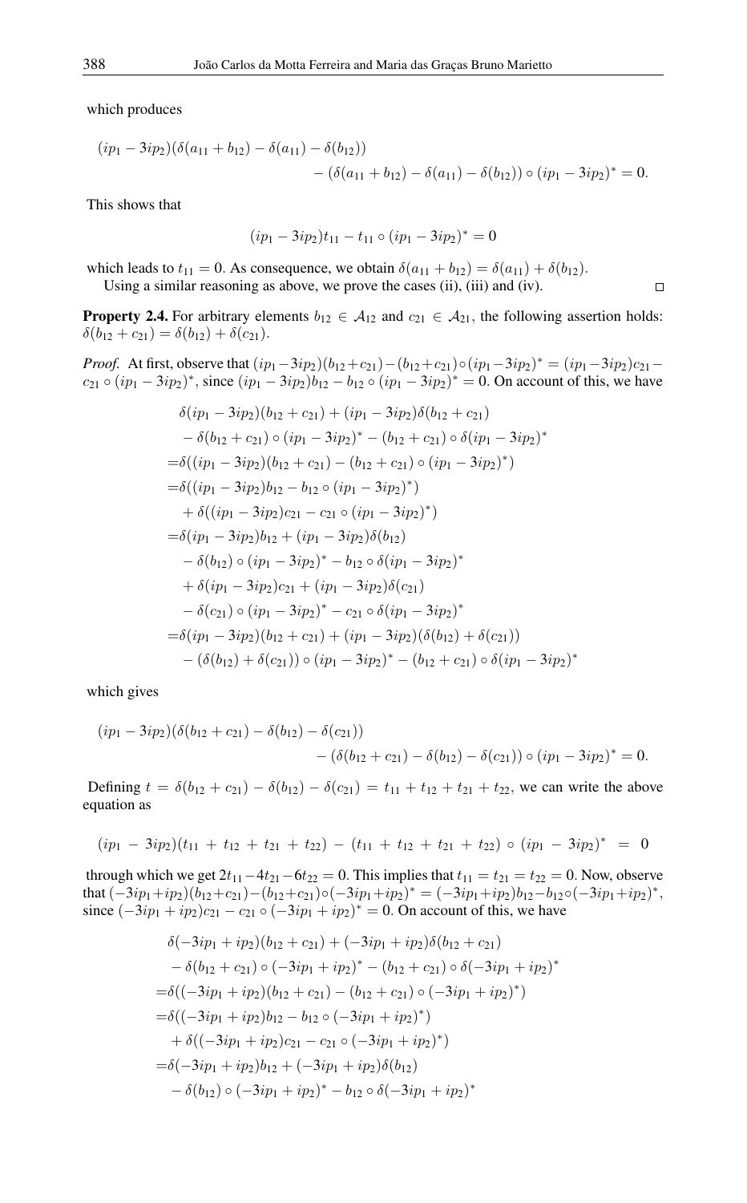which produces

$$
\begin{aligned}
(ip_1 - 3ip_2)(\delta(a_{11} + b_{12}) - \delta(a_{11}) - \delta(b_{12}))& \\
- (\delta(a_{11} + b_{12}) - \delta(a_{11}) - \delta(b_{12})) \circ (ip_1 - 3ip_2)^* &= 0.
\end{aligned}
$$

This shows that

$$
(ip_1 - 3ip_2)t_{11} - t_{11} \circ (ip_1 - 3ip_2)^* = 0
$$

which leads to $t_{11} = 0$. As consequence, we obtain $\delta(a_{11} + b_{12}) = \delta(a_{11}) + \delta(b_{12})$.

Using a similar reasoning as above, we prove the cases (ii), (iii) and (iv). □

**Property 2.4.** For arbitrary elements $b_{12} \in \mathcal{A}_{12}$ and $c_{21} \in \mathcal{A}_{21}$, the following assertion holds: $\delta(b_{12} + c_{21}) = \delta(b_{12}) + \delta(c_{21})$.

*Proof.* At first, observe that $(ip_1 - 3ip_2)(b_{12} + c_{21}) - (b_{12} + c_{21}) \circ (ip_1 - 3ip_2)^* = (ip_1 - 3ip_2)c_{21} - c_{21} \circ (ip_1 - 3ip_2)^*$, since $(ip_1 - 3ip_2)b_{12} - b_{12} \circ (ip_1 - 3ip_2)^* = 0$. On account of this, we have

$$
\begin{aligned}
&\delta(ip_1 - 3ip_2)(b_{12} + c_{21}) + (ip_1 - 3ip_2)\delta(b_{12} + c_{21}) \\
&\quad - \delta(b_{12} + c_{21}) \circ (ip_1 - 3ip_2)^* - (b_{12} + c_{21}) \circ \delta(ip_1 - 3ip_2)^* \\
=&\delta((ip_1 - 3ip_2)(b_{12} + c_{21}) - (b_{12} + c_{21}) \circ (ip_1 - 3ip_2)^*) \\
=&\delta((ip_1 - 3ip_2)b_{12} - b_{12} \circ (ip_1 - 3ip_2)^*) \\
&\quad + \delta((ip_1 - 3ip_2)c_{21} - c_{21} \circ (ip_1 - 3ip_2)^*) \\
=&\delta(ip_1 - 3ip_2)b_{12} + (ip_1 - 3ip_2)\delta(b_{12}) \\
&\quad - \delta(b_{12}) \circ (ip_1 - 3ip_2)^* - b_{12} \circ \delta(ip_1 - 3ip_2)^* \\
&\quad + \delta(ip_1 - 3ip_2)c_{21} + (ip_1 - 3ip_2)\delta(c_{21}) \\
&\quad - \delta(c_{21}) \circ (ip_1 - 3ip_2)^* - c_{21} \circ \delta(ip_1 - 3ip_2)^* \\
=&\delta(ip_1 - 3ip_2)(b_{12} + c_{21}) + (ip_1 - 3ip_2)(\delta(b_{12}) + \delta(c_{21})) \\
&\quad - (\delta(b_{12}) + \delta(c_{21})) \circ (ip_1 - 3ip_2)^* - (b_{12} + c_{21}) \circ \delta(ip_1 - 3ip_2)^*
\end{aligned}
$$

which gives

$$
\begin{aligned}
(ip_1 - 3ip_2)(\delta(b_{12} + c_{21}) - \delta(b_{12}) - \delta(c_{21}))& \\
- (\delta(b_{12} + c_{21}) - \delta(b_{12}) - \delta(c_{21})) \circ (ip_1 - 3ip_2)^* &= 0.
\end{aligned}
$$

Defining $t = \delta(b_{12} + c_{21}) - \delta(b_{12}) - \delta(c_{21}) = t_{11} + t_{12} + t_{21} + t_{22}$, we can write the above equation as

$$
(ip_1 - 3ip_2)(t_{11} + t_{12} + t_{21} + t_{22}) - (t_{11} + t_{12} + t_{21} + t_{22}) \circ (ip_1 - 3ip_2)^* = 0
$$

through which we get $2t_{11} - 4t_{21} - 6t_{22} = 0$. This implies that $t_{11} = t_{21} = t_{22} = 0$. Now, observe that $(-3ip_1 + ip_2)(b_{12} + c_{21}) - (b_{12} + c_{21}) \circ (-3ip_1 + ip_2)^* = (-3ip_1 + ip_2)b_{12} - b_{12} \circ (-3ip_1 + ip_2)^*$, since $(-3ip_1 + ip_2)c_{21} - c_{21} \circ (-3ip_1 + ip_2)^* = 0$. On account of this, we have

$$
\begin{aligned}
&\delta(-3ip_1 + ip_2)(b_{12} + c_{21}) + (-3ip_1 + ip_2)\delta(b_{12} + c_{21}) \\
&\quad - \delta(b_{12} + c_{21}) \circ (-3ip_1 + ip_2)^* - (b_{12} + c_{21}) \circ \delta(-3ip_1 + ip_2)^* \\
=&\delta((-3ip_1 + ip_2)(b_{12} + c_{21}) - (b_{12} + c_{21}) \circ (-3ip_1 + ip_2)^*) \\
=&\delta((-3ip_1 + ip_2)b_{12} - b_{12} \circ (-3ip_1 + ip_2)^*) \\
&\quad + \delta((-3ip_1 + ip_2)c_{21} - c_{21} \circ (-3ip_1 + ip_2)^*) \\
=&\delta(-3ip_1 + ip_2)b_{12} + (-3ip_1 + ip_2)\delta(b_{12}) \\
&\quad - \delta(b_{12}) \circ (-3ip_1 + ip_2)^* - b_{12} \circ \delta(-3ip_1 + ip_2)^*
\end{aligned}
$$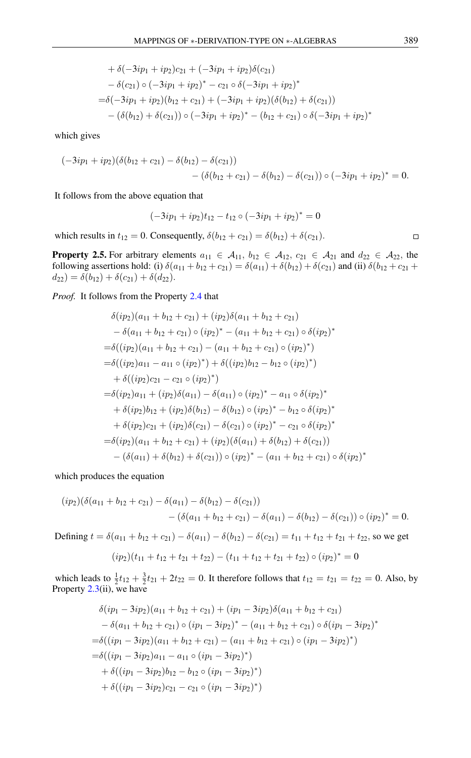$$
\begin{aligned}
&+\delta(-3ip_1+ip_2)c_{21}+(-3ip_1+ip_2)\delta(c_{21})\\
&-\delta(c_{21})\circ(-3ip_1+ip_2)^*-c_{21}\circ\delta(-3ip_1+ip_2)^*\\
=&\delta(-3ip_1+ip_2)(b_{12}+c_{21})+(-3ip_1+ip_2)(\delta(b_{12})+\delta(c_{21}))\\
&-(\delta(b_{12})+\delta(c_{21}))\circ(-3ip_1+ip_2)^*-(b_{12}+c_{21})\circ\delta(-3ip_1+ip_2)^*
\end{aligned}
$$

which gives

$$
\begin{aligned}
(-3ip_1+ip_2)(\delta(b_{12}+c_{21})-\delta(b_{12})-\delta(c_{21}))&\\
-(\delta(b_{12}+c_{21})-\delta(b_{12})-\delta(c_{21}))\circ(-3ip_1+ip_2)^*&=0.
\end{aligned}
$$

It follows from the above equation that

$$
(-3ip_1+ip_2)t_{12}-t_{12}\circ(-3ip_1+ip_2)^*=0
$$

which results in $t_{12}=0$. Consequently, $\delta(b_{12}+c_{21})=\delta(b_{12})+\delta(c_{21})$. □

**Property 2.5.** For arbitrary elements $a_{11}\in\mathcal{A}_{11}$, $b_{12}\in\mathcal{A}_{12}$, $c_{21}\in\mathcal{A}_{21}$ and $d_{22}\in\mathcal{A}_{22}$, the following assertions hold: (i) $\delta(a_{11}+b_{12}+c_{21})=\delta(a_{11})+\delta(b_{12})+\delta(c_{21})$ and (ii) $\delta(b_{12}+c_{21}+d_{22})=\delta(b_{12})+\delta(c_{21})+\delta(d_{22})$.

*Proof.* It follows from the Property 2.4 that

$$
\begin{aligned}
&\delta(ip_2)(a_{11}+b_{12}+c_{21})+(ip_2)\delta(a_{11}+b_{12}+c_{21})\\
&-\delta(a_{11}+b_{12}+c_{21})\circ(ip_2)^*-(a_{11}+b_{12}+c_{21})\circ\delta(ip_2)^*\\
=&\delta((ip_2)(a_{11}+b_{12}+c_{21})-(a_{11}+b_{12}+c_{21})\circ(ip_2)^*)\\
=&\delta((ip_2)a_{11}-a_{11}\circ(ip_2)^*)+\delta((ip_2)b_{12}-b_{12}\circ(ip_2)^*)\\
&+\delta((ip_2)c_{21}-c_{21}\circ(ip_2)^*)\\
=&\delta(ip_2)a_{11}+(ip_2)\delta(a_{11})-\delta(a_{11})\circ(ip_2)^*-a_{11}\circ\delta(ip_2)^*\\
&+\delta(ip_2)b_{12}+(ip_2)\delta(b_{12})-\delta(b_{12})\circ(ip_2)^*-b_{12}\circ\delta(ip_2)^*\\
&+\delta(ip_2)c_{21}+(ip_2)\delta(c_{21})-\delta(c_{21})\circ(ip_2)^*-c_{21}\circ\delta(ip_2)^*\\
=&\delta(ip_2)(a_{11}+b_{12}+c_{21})+(ip_2)(\delta(a_{11})+\delta(b_{12})+\delta(c_{21}))\\
&-(\delta(a_{11})+\delta(b_{12})+\delta(c_{21}))\circ(ip_2)^*-(a_{11}+b_{12}+c_{21})\circ\delta(ip_2)^*
\end{aligned}
$$

which produces the equation

$$
\begin{aligned}
(ip_2)(\delta(a_{11}+b_{12}+c_{21})-\delta(a_{11})-\delta(b_{12})-\delta(c_{21}))&\\
-(\delta(a_{11}+b_{12}+c_{21})-\delta(a_{11})-\delta(b_{12})-\delta(c_{21}))\circ(ip_2)^*&=0.
\end{aligned}
$$

Defining $t=\delta(a_{11}+b_{12}+c_{21})-\delta(a_{11})-\delta(b_{12})-\delta(c_{21})=t_{11}+t_{12}+t_{21}+t_{22}$, so we get

$$
(ip_2)(t_{11}+t_{12}+t_{21}+t_{22})-(t_{11}+t_{12}+t_{21}+t_{22})\circ(ip_2)^*=0
$$

which leads to $\frac{1}{2}t_{12}+\frac{3}{2}t_{21}+2t_{22}=0$. It therefore follows that $t_{12}=t_{21}=t_{22}=0$. Also, by Property 2.3(ii), we have

$$
\begin{aligned}
&\delta(ip_1-3ip_2)(a_{11}+b_{12}+c_{21})+(ip_1-3ip_2)\delta(a_{11}+b_{12}+c_{21})\\
&-\delta(a_{11}+b_{12}+c_{21})\circ(ip_1-3ip_2)^*-(a_{11}+b_{12}+c_{21})\circ\delta(ip_1-3ip_2)^*\\
=&\delta((ip_1-3ip_2)(a_{11}+b_{12}+c_{21})-(a_{11}+b_{12}+c_{21})\circ(ip_1-3ip_2)^*)\\
=&\delta((ip_1-3ip_2)a_{11}-a_{11}\circ(ip_1-3ip_2)^*)\\
&+\delta((ip_1-3ip_2)b_{12}-b_{12}\circ(ip_1-3ip_2)^*)\\
&+\delta((ip_1-3ip_2)c_{21}-c_{21}\circ(ip_1-3ip_2)^*)
\end{aligned}
$$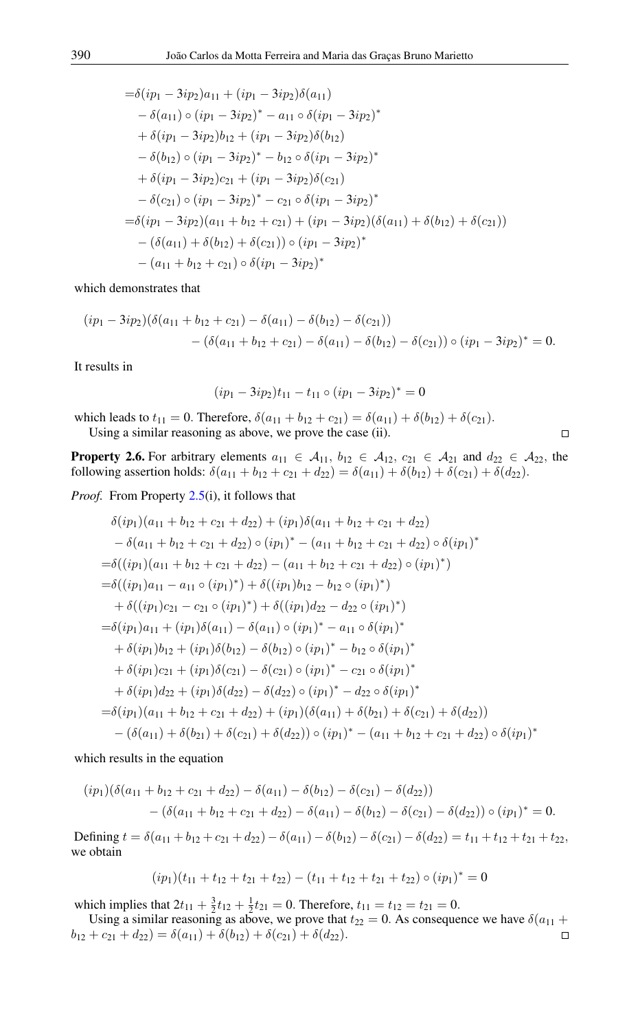$$
\begin{aligned}
=&\delta(ip_1 - 3ip_2)a_{11} + (ip_1 - 3ip_2)\delta(a_{11}) \\
&- \delta(a_{11}) \circ (ip_1 - 3ip_2)^* - a_{11} \circ \delta(ip_1 - 3ip_2)^* \\
&+ \delta(ip_1 - 3ip_2)b_{12} + (ip_1 - 3ip_2)\delta(b_{12}) \\
&- \delta(b_{12}) \circ (ip_1 - 3ip_2)^* - b_{12} \circ \delta(ip_1 - 3ip_2)^* \\
&+ \delta(ip_1 - 3ip_2)c_{21} + (ip_1 - 3ip_2)\delta(c_{21}) \\
&- \delta(c_{21}) \circ (ip_1 - 3ip_2)^* - c_{21} \circ \delta(ip_1 - 3ip_2)^* \\
=&\delta(ip_1 - 3ip_2)(a_{11} + b_{12} + c_{21}) + (ip_1 - 3ip_2)(\delta(a_{11}) + \delta(b_{12}) + \delta(c_{21})) \\
&- (\delta(a_{11}) + \delta(b_{12}) + \delta(c_{21})) \circ (ip_1 - 3ip_2)^* \\
&- (a_{11} + b_{12} + c_{21}) \circ \delta(ip_1 - 3ip_2)^*
\end{aligned}
$$

which demonstrates that

$$
\begin{aligned}
(ip_1 - 3ip_2)&(\delta(a_{11} + b_{12} + c_{21}) - \delta(a_{11}) - \delta(b_{12}) - \delta(c_{21})) \\
&- (\delta(a_{11} + b_{12} + c_{21}) - \delta(a_{11}) - \delta(b_{12}) - \delta(c_{21})) \circ (ip_1 - 3ip_2)^* = 0.
\end{aligned}
$$

It results in

$$
(ip_1 - 3ip_2)t_{11} - t_{11} \circ (ip_1 - 3ip_2)^* = 0
$$

which leads to $t_{11} = 0$. Therefore, $\delta(a_{11} + b_{12} + c_{21}) = \delta(a_{11}) + \delta(b_{12}) + \delta(c_{21})$.

Using a similar reasoning as above, we prove the case (ii). □

**Property 2.6.** For arbitrary elements $a_{11} \in \mathcal{A}_{11}$, $b_{12} \in \mathcal{A}_{12}$, $c_{21} \in \mathcal{A}_{21}$ and $d_{22} \in \mathcal{A}_{22}$, the following assertion holds: $\delta(a_{11} + b_{12} + c_{21} + d_{22}) = \delta(a_{11}) + \delta(b_{12}) + \delta(c_{21}) + \delta(d_{22})$.

*Proof.* From Property 2.5(i), it follows that

$$
\begin{aligned}
&\delta(ip_1)(a_{11} + b_{12} + c_{21} + d_{22}) + (ip_1)\delta(a_{11} + b_{12} + c_{21} + d_{22}) \\
&\quad - \delta(a_{11} + b_{12} + c_{21} + d_{22}) \circ (ip_1)^* - (a_{11} + b_{12} + c_{21} + d_{22}) \circ \delta(ip_1)^* \\
=&\delta((ip_1)(a_{11} + b_{12} + c_{21} + d_{22}) - (a_{11} + b_{12} + c_{21} + d_{22}) \circ (ip_1)^*) \\
=&\delta((ip_1)a_{11} - a_{11} \circ (ip_1)^*) + \delta((ip_1)b_{12} - b_{12} \circ (ip_1)^*) \\
&+ \delta((ip_1)c_{21} - c_{21} \circ (ip_1)^*) + \delta((ip_1)d_{22} - d_{22} \circ (ip_1)^*) \\
=&\delta(ip_1)a_{11} + (ip_1)\delta(a_{11}) - \delta(a_{11}) \circ (ip_1)^* - a_{11} \circ \delta(ip_1)^* \\
&+ \delta(ip_1)b_{12} + (ip_1)\delta(b_{12}) - \delta(b_{12}) \circ (ip_1)^* - b_{12} \circ \delta(ip_1)^* \\
&+ \delta(ip_1)c_{21} + (ip_1)\delta(c_{21}) - \delta(c_{21}) \circ (ip_1)^* - c_{21} \circ \delta(ip_1)^* \\
&+ \delta(ip_1)d_{22} + (ip_1)\delta(d_{22}) - \delta(d_{22}) \circ (ip_1)^* - d_{22} \circ \delta(ip_1)^* \\
=&\delta(ip_1)(a_{11} + b_{12} + c_{21} + d_{22}) + (ip_1)(\delta(a_{11}) + \delta(b_{21}) + \delta(c_{21}) + \delta(d_{22})) \\
&- (\delta(a_{11}) + \delta(b_{21}) + \delta(c_{21}) + \delta(d_{22})) \circ (ip_1)^* - (a_{11} + b_{12} + c_{21} + d_{22}) \circ \delta(ip_1)^*
\end{aligned}
$$

which results in the equation

$$
\begin{aligned}
(ip_1)&(\delta(a_{11} + b_{12} + c_{21} + d_{22}) - \delta(a_{11}) - \delta(b_{12}) - \delta(c_{21}) - \delta(d_{22})) \\
&- (\delta(a_{11} + b_{12} + c_{21} + d_{22}) - \delta(a_{11}) - \delta(b_{12}) - \delta(c_{21}) - \delta(d_{22})) \circ (ip_1)^* = 0.
\end{aligned}
$$

Defining $t = \delta(a_{11} + b_{12} + c_{21} + d_{22}) - \delta(a_{11}) - \delta(b_{12}) - \delta(c_{21}) - \delta(d_{22}) = t_{11} + t_{12} + t_{21} + t_{22}$, we obtain

$$
(ip_1)(t_{11} + t_{12} + t_{21} + t_{22}) - (t_{11} + t_{12} + t_{21} + t_{22}) \circ (ip_1)^* = 0
$$

which implies that $2t_{11} + \frac{3}{2}t_{12} + \frac{1}{2}t_{21} = 0$. Therefore, $t_{11} = t_{12} = t_{21} = 0$.

Using a similar reasoning as above, we prove that $t_{22} = 0$. As consequence we have $\delta(a_{11} + b_{12} + c_{21} + d_{22}) = \delta(a_{11}) + \delta(b_{12}) + \delta(c_{21}) + \delta(d_{22})$. □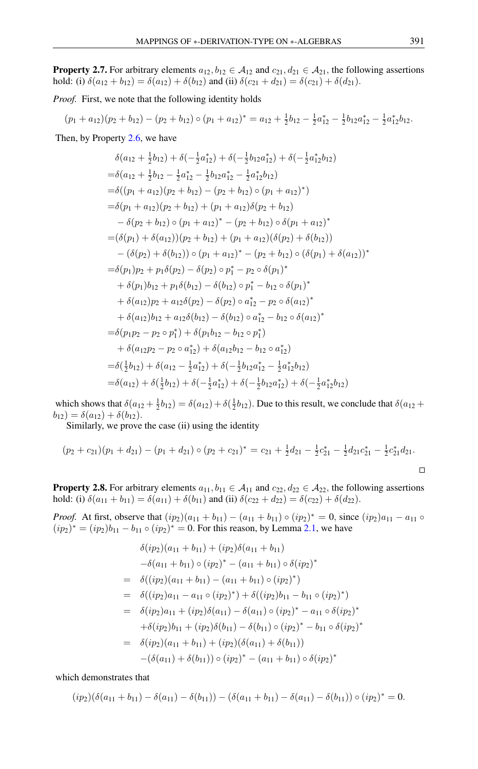**Property 2.7.** For arbitrary elements $a_{12}, b_{12} \in \mathcal{A}_{12}$ and $c_{21}, d_{21} \in \mathcal{A}_{21}$, the following assertions hold: (i) $\delta(a_{12}+b_{12}) = \delta(a_{12}) + \delta(b_{12})$ and (ii) $\delta(c_{21}+d_{21}) = \delta(c_{21}) + \delta(d_{21})$.

*Proof.* First, we note that the following identity holds

$$(p_1 + a_{12})(p_2 + b_{12}) - (p_2 + b_{12}) \circ (p_1 + a_{12})^* = a_{12} + \tfrac{1}{2}b_{12} - \tfrac{1}{2}a_{12}^* - \tfrac{1}{2}b_{12}a_{12}^* - \tfrac{1}{2}a_{12}^* b_{12}.$$

Then, by Property 2.6, we have

$$\begin{aligned}
&\delta(a_{12} + \tfrac{1}{2}b_{12}) + \delta(-\tfrac{1}{2}a_{12}^*) + \delta(-\tfrac{1}{2}b_{12}a_{12}^*) + \delta(-\tfrac{1}{2}a_{12}^* b_{12}) \\
=&\delta(a_{12} + \tfrac{1}{2}b_{12} - \tfrac{1}{2}a_{12}^* - \tfrac{1}{2}b_{12}a_{12}^* - \tfrac{1}{2}a_{12}^* b_{12}) \\
=&\delta((p_1 + a_{12})(p_2 + b_{12}) - (p_2 + b_{12}) \circ (p_1 + a_{12})^*) \\
=&\delta(p_1 + a_{12})(p_2 + b_{12}) + (p_1 + a_{12})\delta(p_2 + b_{12}) \\
&- \delta(p_2 + b_{12}) \circ (p_1 + a_{12})^* - (p_2 + b_{12}) \circ \delta(p_1 + a_{12})^* \\
=&(\delta(p_1) + \delta(a_{12}))(p_2 + b_{12}) + (p_1 + a_{12})(\delta(p_2) + \delta(b_{12})) \\
&- (\delta(p_2) + \delta(b_{12})) \circ (p_1 + a_{12})^* - (p_2 + b_{12}) \circ (\delta(p_1) + \delta(a_{12}))^* \\
=&\delta(p_1)p_2 + p_1\delta(p_2) - \delta(p_2) \circ p_1^* - p_2 \circ \delta(p_1)^* \\
&+ \delta(p_1)b_{12} + p_1\delta(b_{12}) - \delta(b_{12}) \circ p_1^* - b_{12} \circ \delta(p_1)^* \\
&+ \delta(a_{12})p_2 + a_{12}\delta(p_2) - \delta(p_2) \circ a_{12}^* - p_2 \circ \delta(a_{12})^* \\
&+ \delta(a_{12})b_{12} + a_{12}\delta(b_{12}) - \delta(b_{12}) \circ a_{12}^* - b_{12} \circ \delta(a_{12})^* \\
=&\delta(p_1 p_2 - p_2 \circ p_1^*) + \delta(p_1 b_{12} - b_{12} \circ p_1^*) \\
&+ \delta(a_{12}p_2 - p_2 \circ a_{12}^*) + \delta(a_{12}b_{12} - b_{12} \circ a_{12}^*) \\
=&\delta(\tfrac{1}{2}b_{12}) + \delta(a_{12} - \tfrac{1}{2}a_{12}^*) + \delta(-\tfrac{1}{2}b_{12}a_{12}^* - \tfrac{1}{2}a_{12}^* b_{12}) \\
=&\delta(a_{12}) + \delta(\tfrac{1}{2}b_{12}) + \delta(-\tfrac{1}{2}a_{12}^*) + \delta(-\tfrac{1}{2}b_{12}a_{12}^*) + \delta(-\tfrac{1}{2}a_{12}^* b_{12})
\end{aligned}$$

which shows that $\delta(a_{12} + \frac{1}{2}b_{12}) = \delta(a_{12}) + \delta(\frac{1}{2}b_{12})$. Due to this result, we conclude that $\delta(a_{12} + b_{12}) = \delta(a_{12}) + \delta(b_{12})$.

Similarly, we prove the case (ii) using the identity

$$(p_2 + c_{21})(p_1 + d_{21}) - (p_1 + d_{21}) \circ (p_2 + c_{21})^* = c_{21} + \tfrac{1}{2}d_{21} - \tfrac{1}{2}c_{21}^* - \tfrac{1}{2}d_{21}c_{21}^* - \tfrac{1}{2}c_{21}^* d_{21}.$$

□

**Property 2.8.** For arbitrary elements $a_{11}, b_{11} \in \mathcal{A}_{11}$ and $c_{22}, d_{22} \in \mathcal{A}_{22}$, the following assertions hold: (i) $\delta(a_{11}+b_{11}) = \delta(a_{11}) + \delta(b_{11})$ and (ii) $\delta(c_{22}+d_{22}) = \delta(c_{22}) + \delta(d_{22})$.

*Proof.* At first, observe that $(ip_2)(a_{11} + b_{11}) - (a_{11} + b_{11}) \circ (ip_2)^* = 0$, since $(ip_2)a_{11} - a_{11} \circ (ip_2)^* = (ip_2)b_{11} - b_{11} \circ (ip_2)^* = 0$. For this reason, by Lemma 2.1, we have

$$\begin{aligned}
& \delta(ip_2)(a_{11} + b_{11}) + (ip_2)\delta(a_{11} + b_{11}) \\
& -\delta(a_{11} + b_{11}) \circ (ip_2)^* - (a_{11} + b_{11}) \circ \delta(ip_2)^* \\
=\;& \delta((ip_2)(a_{11} + b_{11}) - (a_{11} + b_{11}) \circ (ip_2)^*) \\
=\;& \delta((ip_2)a_{11} - a_{11} \circ (ip_2)^*) + \delta((ip_2)b_{11} - b_{11} \circ (ip_2)^*) \\
=\;& \delta(ip_2)a_{11} + (ip_2)\delta(a_{11}) - \delta(a_{11}) \circ (ip_2)^* - a_{11} \circ \delta(ip_2)^* \\
& +\delta(ip_2)b_{11} + (ip_2)\delta(b_{11}) - \delta(b_{11}) \circ (ip_2)^* - b_{11} \circ \delta(ip_2)^* \\
=\;& \delta(ip_2)(a_{11} + b_{11}) + (ip_2)(\delta(a_{11}) + \delta(b_{11})) \\
& -(\delta(a_{11}) + \delta(b_{11})) \circ (ip_2)^* - (a_{11} + b_{11}) \circ \delta(ip_2)^*
\end{aligned}$$

which demonstrates that

$$(ip_2)(\delta(a_{11} + b_{11}) - \delta(a_{11}) - \delta(b_{11})) - (\delta(a_{11} + b_{11}) - \delta(a_{11}) - \delta(b_{11})) \circ (ip_2)^* = 0.$$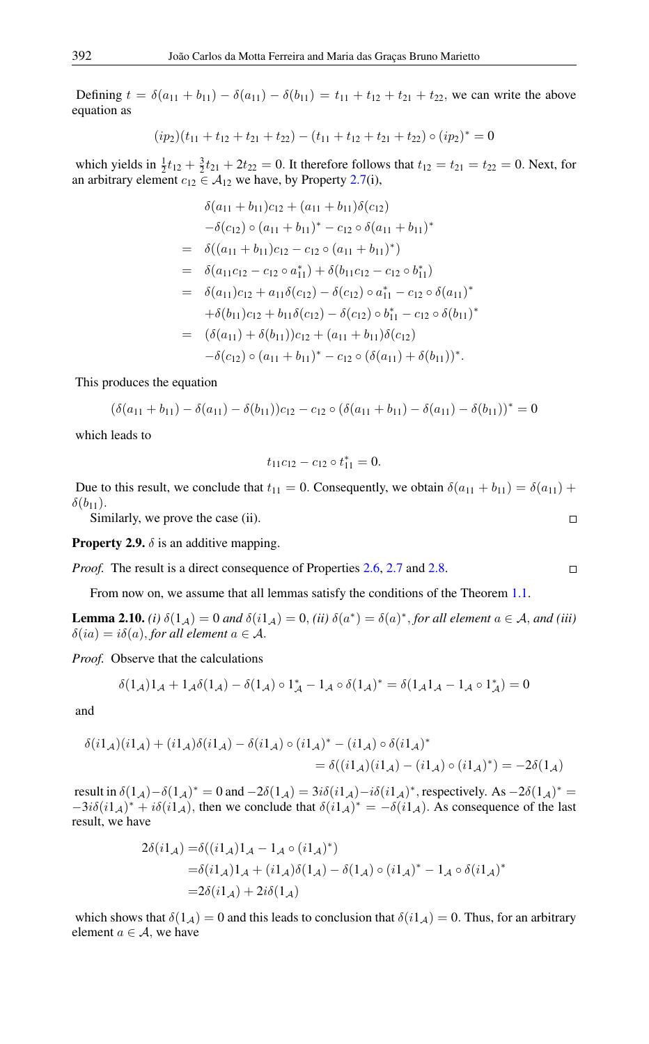Defining $t = \delta(a_{11} + b_{11}) - \delta(a_{11}) - \delta(b_{11}) = t_{11} + t_{12} + t_{21} + t_{22}$, we can write the above equation as

$$(ip_2)(t_{11} + t_{12} + t_{21} + t_{22}) - (t_{11} + t_{12} + t_{21} + t_{22}) \circ (ip_2)^* = 0$$

which yields in $\frac{1}{2}t_{12} + \frac{3}{2}t_{21} + 2t_{22} = 0$. It therefore follows that $t_{12} = t_{21} = t_{22} = 0$. Next, for an arbitrary element $c_{12} \in \mathcal{A}_{12}$ we have, by Property 2.7(i),

$$\begin{aligned}
& \delta(a_{11} + b_{11})c_{12} + (a_{11} + b_{11})\delta(c_{12}) \\
& -\delta(c_{12}) \circ (a_{11} + b_{11})^* - c_{12} \circ \delta(a_{11} + b_{11})^* \\
= \; & \delta((a_{11} + b_{11})c_{12} - c_{12} \circ (a_{11} + b_{11})^*) \\
= \; & \delta(a_{11}c_{12} - c_{12} \circ a_{11}^*) + \delta(b_{11}c_{12} - c_{12} \circ b_{11}^*) \\
= \; & \delta(a_{11})c_{12} + a_{11}\delta(c_{12}) - \delta(c_{12}) \circ a_{11}^* - c_{12} \circ \delta(a_{11})^* \\
& +\delta(b_{11})c_{12} + b_{11}\delta(c_{12}) - \delta(c_{12}) \circ b_{11}^* - c_{12} \circ \delta(b_{11})^* \\
= \; & (\delta(a_{11}) + \delta(b_{11}))c_{12} + (a_{11} + b_{11})\delta(c_{12}) \\
& -\delta(c_{12}) \circ (a_{11} + b_{11})^* - c_{12} \circ (\delta(a_{11}) + \delta(b_{11}))^*.
\end{aligned}$$

This produces the equation

$$(\delta(a_{11} + b_{11}) - \delta(a_{11}) - \delta(b_{11}))c_{12} - c_{12} \circ (\delta(a_{11} + b_{11}) - \delta(a_{11}) - \delta(b_{11}))^* = 0$$

which leads to

$$t_{11}c_{12} - c_{12} \circ t_{11}^* = 0.$$

Due to this result, we conclude that $t_{11} = 0$. Consequently, we obtain $\delta(a_{11} + b_{11}) = \delta(a_{11}) + \delta(b_{11})$.

Similarly, we prove the case (ii). □

**Property 2.9.** $\delta$ is an additive mapping.

*Proof.* The result is a direct consequence of Properties 2.6, 2.7 and 2.8. □

From now on, we assume that all lemmas satisfy the conditions of the Theorem 1.1.

**Lemma 2.10.** *(i) $\delta(1_{\mathcal{A}}) = 0$ and $\delta(i1_{\mathcal{A}}) = 0$, (ii) $\delta(a^*) = \delta(a)^*$, for all element $a \in \mathcal{A}$, and (iii) $\delta(ia) = i\delta(a)$, for all element $a \in \mathcal{A}$.*

*Proof.* Observe that the calculations

$$\delta(1_{\mathcal{A}})1_{\mathcal{A}} + 1_{\mathcal{A}}\delta(1_{\mathcal{A}}) - \delta(1_{\mathcal{A}}) \circ 1_{\mathcal{A}}^* - 1_{\mathcal{A}} \circ \delta(1_{\mathcal{A}})^* = \delta(1_{\mathcal{A}}1_{\mathcal{A}} - 1_{\mathcal{A}} \circ 1_{\mathcal{A}}^*) = 0$$

and

$$\begin{aligned}
\delta(i1_{\mathcal{A}})(i1_{\mathcal{A}}) + (i1_{\mathcal{A}})\delta(i1_{\mathcal{A}}) - \delta(i1_{\mathcal{A}}) \circ (i1_{\mathcal{A}})^* - (i1_{\mathcal{A}}) \circ \delta(i1_{\mathcal{A}})^* \\
= \delta((i1_{\mathcal{A}})(i1_{\mathcal{A}}) - (i1_{\mathcal{A}}) \circ (i1_{\mathcal{A}})^*) = -2\delta(1_{\mathcal{A}})
\end{aligned}$$

result in $\delta(1_{\mathcal{A}}) - \delta(1_{\mathcal{A}})^* = 0$ and $-2\delta(1_{\mathcal{A}}) = 3i\delta(i1_{\mathcal{A}}) - i\delta(i1_{\mathcal{A}})^*$, respectively. As $-2\delta(1_{\mathcal{A}})^* = -3i\delta(i1_{\mathcal{A}})^* + i\delta(i1_{\mathcal{A}})$, then we conclude that $\delta(i1_{\mathcal{A}})^* = -\delta(i1_{\mathcal{A}})$. As consequence of the last result, we have

$$\begin{aligned}
2\delta(i1_{\mathcal{A}}) =& \delta((i1_{\mathcal{A}})1_{\mathcal{A}} - 1_{\mathcal{A}} \circ (i1_{\mathcal{A}})^*) \\
=& \delta(i1_{\mathcal{A}})1_{\mathcal{A}} + (i1_{\mathcal{A}})\delta(1_{\mathcal{A}}) - \delta(1_{\mathcal{A}}) \circ (i1_{\mathcal{A}})^* - 1_{\mathcal{A}} \circ \delta(i1_{\mathcal{A}})^* \\
=& 2\delta(i1_{\mathcal{A}}) + 2i\delta(1_{\mathcal{A}})
\end{aligned}$$

which shows that $\delta(1_{\mathcal{A}}) = 0$ and this leads to conclusion that $\delta(i1_{\mathcal{A}}) = 0$. Thus, for an arbitrary element $a \in \mathcal{A}$, we have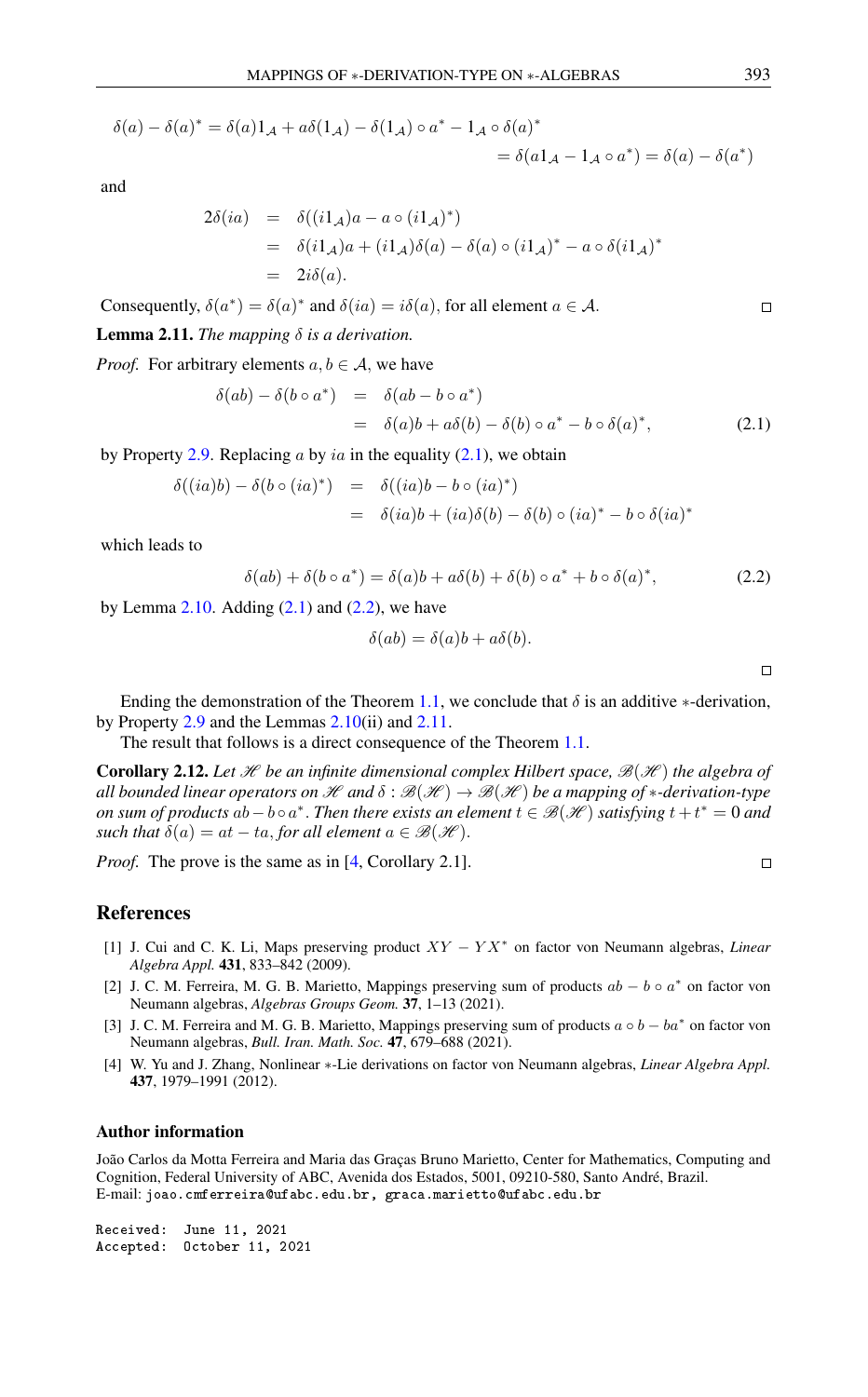$$
\begin{aligned}
\delta(a) - \delta(a)^* = \delta(a)1_{\mathcal{A}} + a\delta(1_{\mathcal{A}}) - \delta(1_{\mathcal{A}}) \circ a^* - 1_{\mathcal{A}} \circ \delta(a)^* \\
= \delta(a1_{\mathcal{A}} - 1_{\mathcal{A}} \circ a^*) = \delta(a) - \delta(a^*)
\end{aligned}
$$

and

$$
\begin{aligned}
2\delta(ia) &= \delta((i1_{\mathcal{A}})a - a \circ (i1_{\mathcal{A}})^*) \\
&= \delta(i1_{\mathcal{A}})a + (i1_{\mathcal{A}})\delta(a) - \delta(a) \circ (i1_{\mathcal{A}})^* - a \circ \delta(i1_{\mathcal{A}})^* \\
&= 2i\delta(a).
\end{aligned}
$$

Consequently, $\delta(a^*) = \delta(a)^*$ and $\delta(ia) = i\delta(a)$, for all element $a \in \mathcal{A}$. □

**Lemma 2.11.** *The mapping $\delta$ is a derivation.*

*Proof.* For arbitrary elements $a, b \in \mathcal{A}$, we have

$$
\begin{aligned}
\delta(ab) - \delta(b \circ a^*) &= \delta(ab - b \circ a^*) \\
&= \delta(a)b + a\delta(b) - \delta(b) \circ a^* - b \circ \delta(a)^*, \qquad (2.1)
\end{aligned}
$$

by Property 2.9. Replacing $a$ by $ia$ in the equality (2.1), we obtain

$$
\begin{aligned}
\delta((ia)b) - \delta(b \circ (ia)^*) &= \delta((ia)b - b \circ (ia)^*) \\
&= \delta(ia)b + (ia)\delta(b) - \delta(b) \circ (ia)^* - b \circ \delta(ia)^*
\end{aligned}
$$

which leads to

$$
\delta(ab) + \delta(b \circ a^*) = \delta(a)b + a\delta(b) + \delta(b) \circ a^* + b \circ \delta(a)^*, \qquad (2.2)
$$

by Lemma 2.10. Adding (2.1) and (2.2), we have

$$
\delta(ab) = \delta(a)b + a\delta(b).
$$

□

Ending the demonstration of the Theorem 1.1, we conclude that $\delta$ is an additive $*$-derivation, by Property 2.9 and the Lemmas 2.10(ii) and 2.11.

The result that follows is a direct consequence of the Theorem 1.1.

**Corollary 2.12.** *Let $\mathscr{H}$ be an infinite dimensional complex Hilbert space, $\mathscr{B}(\mathscr{H})$ the algebra of all bounded linear operators on $\mathscr{H}$ and $\delta : \mathscr{B}(\mathscr{H}) \to \mathscr{B}(\mathscr{H})$ be a mapping of $*$-derivation-type on sum of products $ab - b \circ a^*$. Then there exists an element $t \in \mathscr{B}(\mathscr{H})$ satisfying $t + t^* = 0$ and such that $\delta(a) = at - ta$, for all element $a \in \mathscr{B}(\mathscr{H})$.*

*Proof.* The prove is the same as in [4, Corollary 2.1]. □

## References

[1] J. Cui and C. K. Li, Maps preserving product $XY - YX^*$ on factor von Neumann algebras, *Linear Algebra Appl.* **431**, 833–842 (2009).

[2] J. C. M. Ferreira, M. G. B. Marietto, Mappings preserving sum of products $ab - b \circ a^*$ on factor von Neumann algebras, *Algebras Groups Geom.* **37**, 1–13 (2021).

[3] J. C. M. Ferreira and M. G. B. Marietto, Mappings preserving sum of products $a \circ b - ba^*$ on factor von Neumann algebras, *Bull. Iran. Math. Soc.* **47**, 679–688 (2021).

[4] W. Yu and J. Zhang, Nonlinear $*$-Lie derivations on factor von Neumann algebras, *Linear Algebra Appl.* **437**, 1979–1991 (2012).

### Author information

João Carlos da Motta Ferreira and Maria das Graças Bruno Marietto, Center for Mathematics, Computing and Cognition, Federal University of ABC, Avenida dos Estados, 5001, 09210-580, Santo André, Brazil.
E-mail: joao.cmferreira@ufabc.edu.br, graca.marietto@ufabc.edu.br

Received: June 11, 2021
Accepted: October 11, 2021